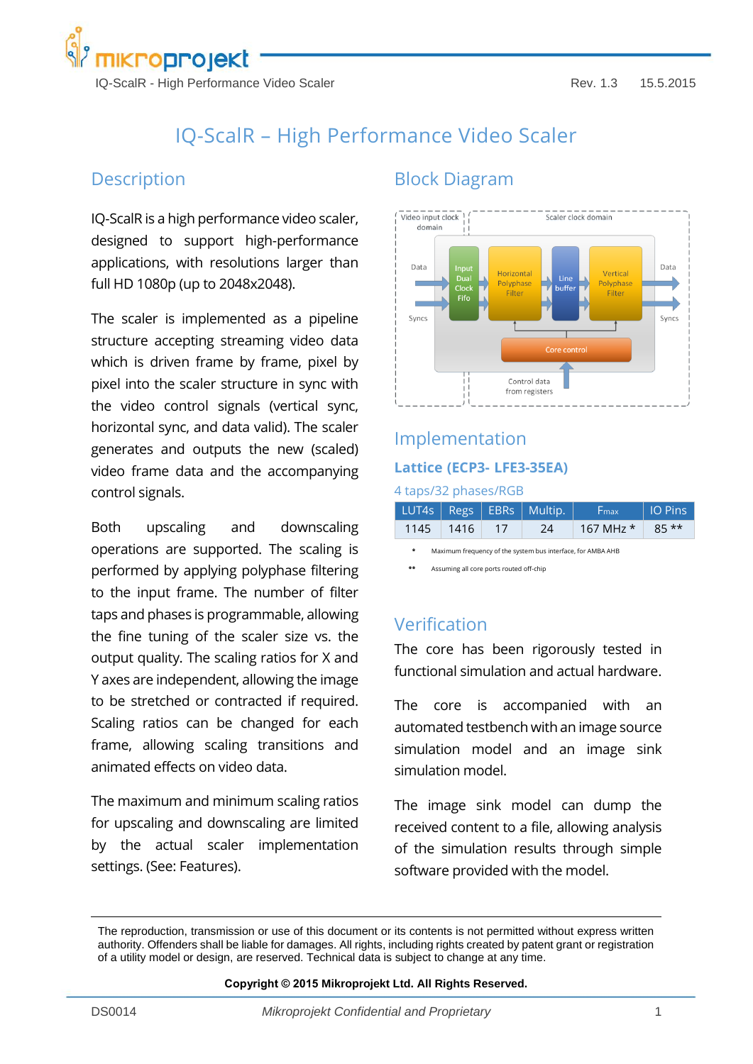# IQ-ScalR – High Performance Video Scaler

## Description

IQ-ScalR is a high performance video scaler, designed to support high-performance applications, with resolutions larger than full HD 1080p (up to 2048x2048).

The scaler is implemented as a pipeline structure accepting streaming video data which is driven frame by frame, pixel by pixel into the scaler structure in sync with the video control signals (vertical sync, horizontal sync, and data valid). The scaler generates and outputs the new (scaled) video frame data and the accompanying control signals.

Both upscaling and downscaling operations are supported. The scaling is performed by applying polyphase filtering to the input frame. The number of filter taps and phases is programmable, allowing the fine tuning of the scaler size vs. the output quality. The scaling ratios for X and Y axes are independent, allowing the image to be stretched or contracted if required. Scaling ratios can be changed for each frame, allowing scaling transitions and animated effects on video data.

The maximum and minimum scaling ratios for upscaling and downscaling are limited by the actual scaler implementation settings. (See: Features).

## Block Diagram

Video input clock domain | Scaler clock domain

Data → Input Dual Clock Fifo → Horizontal Polyphase Filter → Line buffer → Vertical Polyphase Filter → Data

Syncs → … → Syncs

Core control

Control data from registers

## Implementation

### Lattice (ECP3- LFE3-35EA)

4 taps/32 phases/RGB

| LUT4s | Regs | EBRs | Multip. | $F_{max}$ | IO Pins |
|---|---|---|---|---|---|
| 1145 | 1416 | 17 | 24 | 167 MHz * | 85 ** |

- \* Maximum frequency of the system bus interface, for AMBA AHB
- \** Assuming all core ports routed off-chip

## Verification

The core has been rigorously tested in functional simulation and actual hardware.

The core is accompanied with an automated testbench with an image source simulation model and an image sink simulation model.

The image sink model can dump the received content to a file, allowing analysis of the simulation results through simple software provided with the model.

---

The reproduction, transmission or use of this document or its contents is not permitted without express written authority. Offenders shall be liable for damages. All rights, including rights created by patent grant or registration of a utility model or design, are reserved. Technical data is subject to change at any time.

**Copyright © 2015 Mikroprojekt Ltd. All Rights Reserved.**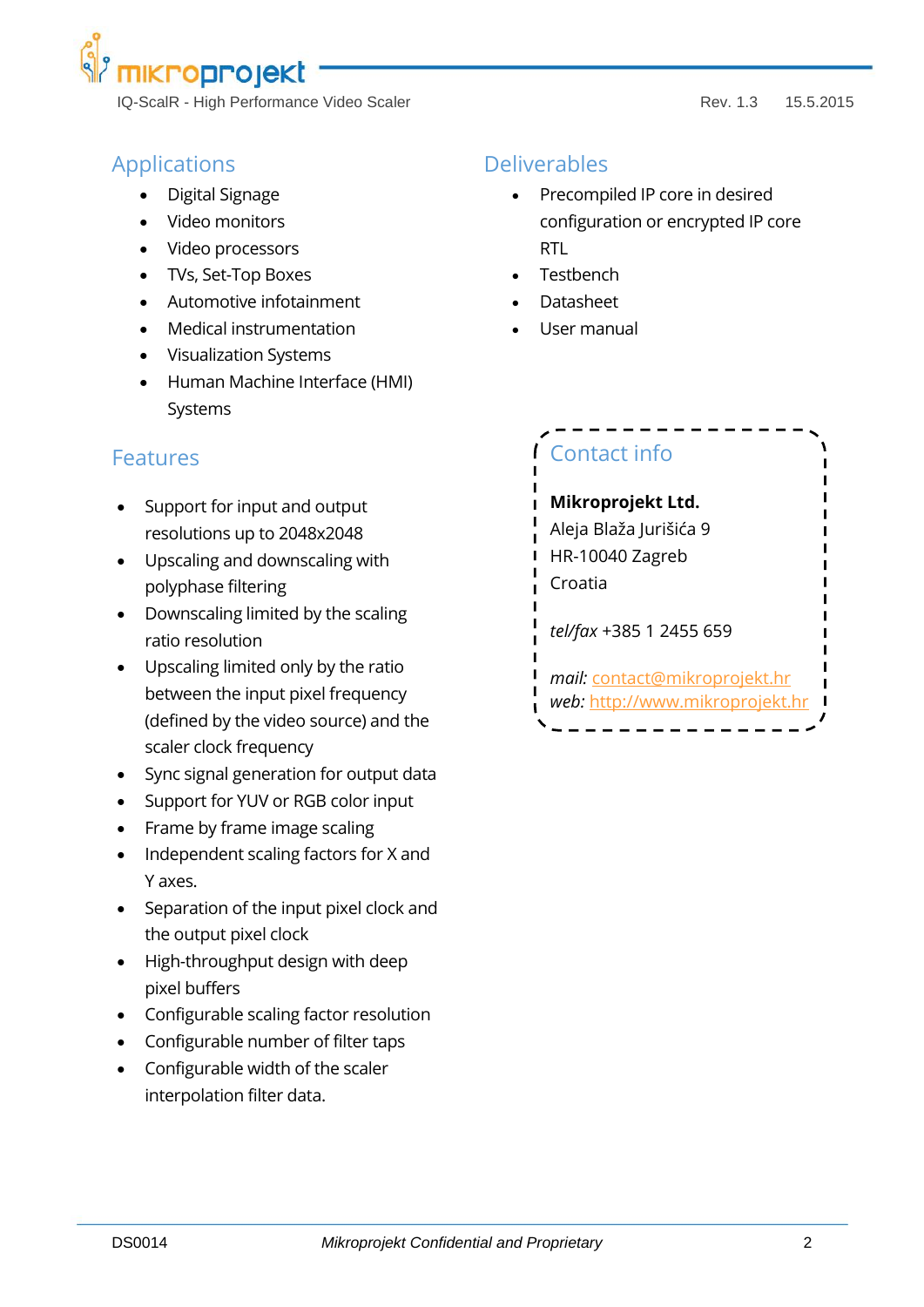## Applications

- Digital Signage
- Video monitors
- Video processors
- TVs, Set-Top Boxes
- Automotive infotainment
- Medical instrumentation
- Visualization Systems
- Human Machine Interface (HMI) Systems

## Features

- Support for input and output resolutions up to 2048x2048
- Upscaling and downscaling with polyphase filtering
- Downscaling limited by the scaling ratio resolution
- Upscaling limited only by the ratio between the input pixel frequency (defined by the video source) and the scaler clock frequency
- Sync signal generation for output data
- Support for YUV or RGB color input
- Frame by frame image scaling
- Independent scaling factors for X and Y axes.
- Separation of the input pixel clock and the output pixel clock
- High-throughput design with deep pixel buffers
- Configurable scaling factor resolution
- Configurable number of filter taps
- Configurable width of the scaler interpolation filter data.

## Deliverables

- Precompiled IP core in desired configuration or encrypted IP core RTL
- Testbench
- Datasheet
- User manual

## Contact info

**Mikroprojekt Ltd.**
Aleja Blaža Jurišića 9
HR-10040 Zagreb
Croatia

*tel/fax* +385 1 2455 659

*mail:* contact@mikroprojekt.hr
*web:* http://www.mikroprojekt.hr